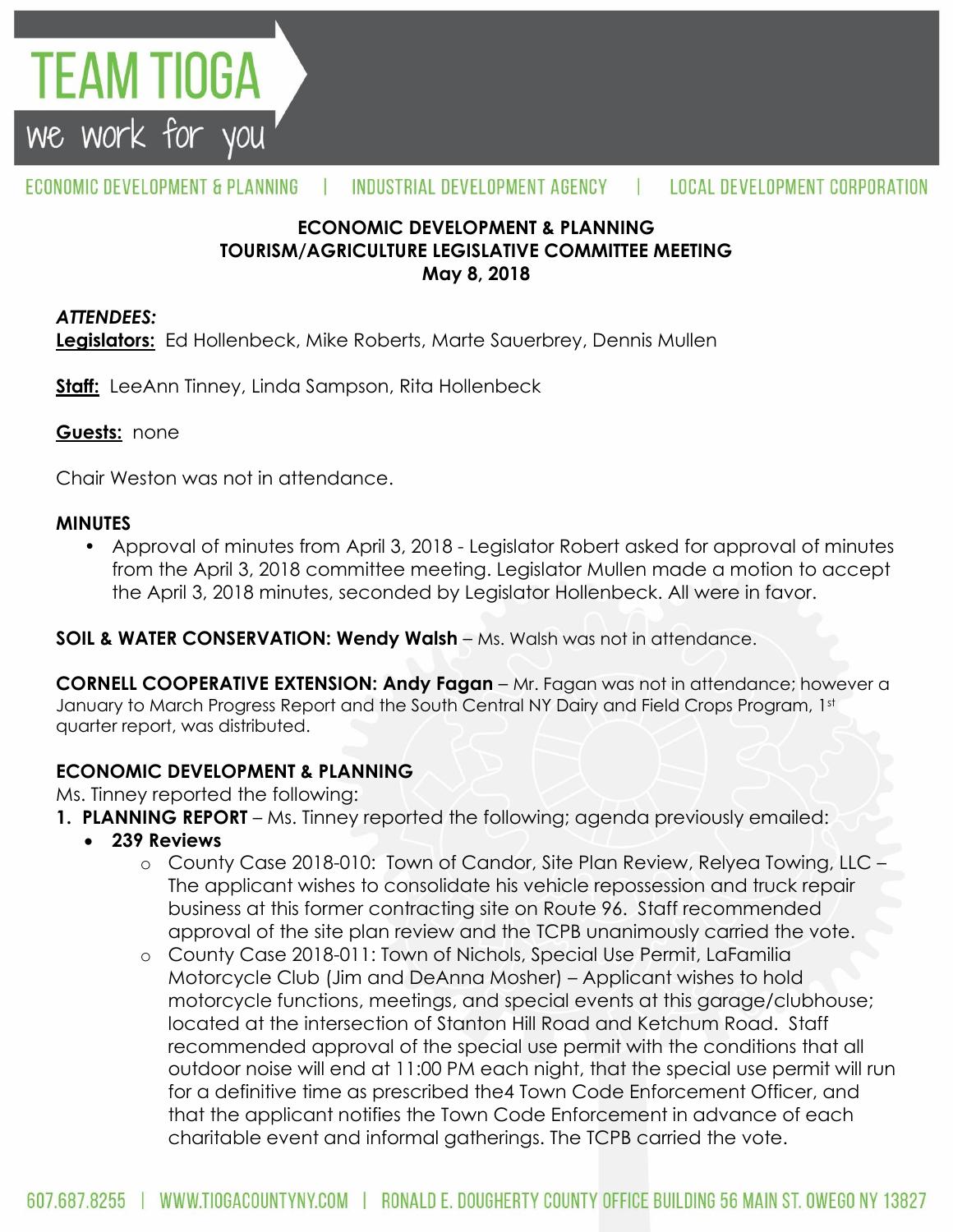# TEAM TIOGA

we work for you

ECONOMIC DEVELOPMENT & PLANNING | INDUSTRIAL DEVELOPMENT AGENCY | LOCAL DEVELOPMENT CORPORATION

**ECONOMIC DEVELOPMENT & PLANNING**
**TOURISM/AGRICULTURE LEGISLATIVE COMMITTEE MEETING**
**May 8, 2018**

***ATTENDEES:***

**Legislators:** Ed Hollenbeck, Mike Roberts, Marte Sauerbrey, Dennis Mullen

**Staff:** LeeAnn Tinney, Linda Sampson, Rita Hollenbeck

**Guests:** none

Chair Weston was not in attendance.

**MINUTES**

- Approval of minutes from April 3, 2018 - Legislator Robert asked for approval of minutes from the April 3, 2018 committee meeting. Legislator Mullen made a motion to accept the April 3, 2018 minutes, seconded by Legislator Hollenbeck. All were in favor.

**SOIL & WATER CONSERVATION: Wendy Walsh** – Ms. Walsh was not in attendance.

**CORNELL COOPERATIVE EXTENSION: Andy Fagan** – Mr. Fagan was not in attendance; however a January to March Progress Report and the South Central NY Dairy and Field Crops Program, 1st quarter report, was distributed.

**ECONOMIC DEVELOPMENT & PLANNING**

Ms. Tinney reported the following:

1. **PLANNING REPORT** – Ms. Tinney reported the following; agenda previously emailed:
   - **239 Reviews**
     - County Case 2018-010: Town of Candor, Site Plan Review, Relyea Towing, LLC – The applicant wishes to consolidate his vehicle repossession and truck repair business at this former contracting site on Route 96. Staff recommended approval of the site plan review and the TCPB unanimously carried the vote.
     - County Case 2018-011: Town of Nichols, Special Use Permit, LaFamilia Motorcycle Club (Jim and DeAnna Mosher) – Applicant wishes to hold motorcycle functions, meetings, and special events at this garage/clubhouse; located at the intersection of Stanton Hill Road and Ketchum Road. Staff recommended approval of the special use permit with the conditions that all outdoor noise will end at 11:00 PM each night, that the special use permit will run for a definitive time as prescribed the4 Town Code Enforcement Officer, and that the applicant notifies the Town Code Enforcement in advance of each charitable event and informal gatherings. The TCPB carried the vote.

607.687.8255 | WWW.TIOGACOUNTYNY.COM | RONALD E. DOUGHERTY COUNTY OFFICE BUILDING 56 MAIN ST. OWEGO NY 13827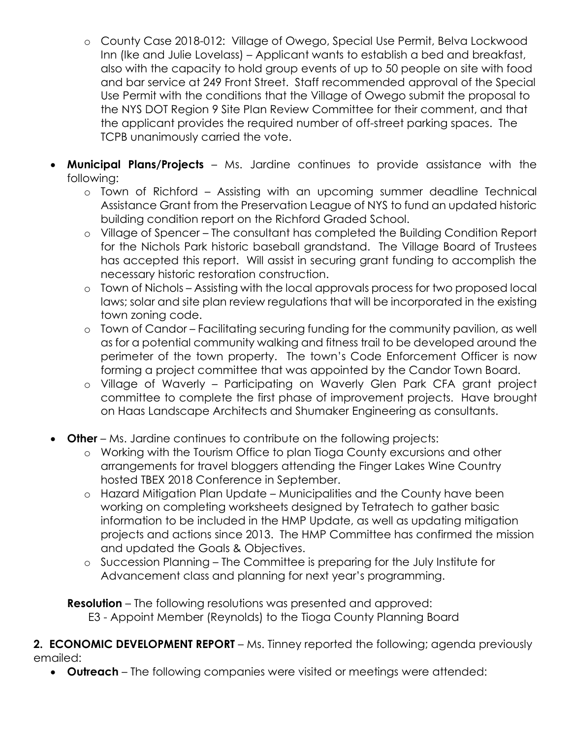- County Case 2018-012: Village of Owego, Special Use Permit, Belva Lockwood Inn (Ike and Julie Lovelass) – Applicant wants to establish a bed and breakfast, also with the capacity to hold group events of up to 50 people on site with food and bar service at 249 Front Street. Staff recommended approval of the Special Use Permit with the conditions that the Village of Owego submit the proposal to the NYS DOT Region 9 Site Plan Review Committee for their comment, and that the applicant provides the required number of off-street parking spaces. The TCPB unanimously carried the vote.

- **Municipal Plans/Projects** – Ms. Jardine continues to provide assistance with the following:
  - Town of Richford – Assisting with an upcoming summer deadline Technical Assistance Grant from the Preservation League of NYS to fund an updated historic building condition report on the Richford Graded School.
  - Village of Spencer – The consultant has completed the Building Condition Report for the Nichols Park historic baseball grandstand. The Village Board of Trustees has accepted this report. Will assist in securing grant funding to accomplish the necessary historic restoration construction.
  - Town of Nichols – Assisting with the local approvals process for two proposed local laws; solar and site plan review regulations that will be incorporated in the existing town zoning code.
  - Town of Candor – Facilitating securing funding for the community pavilion, as well as for a potential community walking and fitness trail to be developed around the perimeter of the town property. The town's Code Enforcement Officer is now forming a project committee that was appointed by the Candor Town Board.
  - Village of Waverly – Participating on Waverly Glen Park CFA grant project committee to complete the first phase of improvement projects. Have brought on Haas Landscape Architects and Shumaker Engineering as consultants.

- **Other** – Ms. Jardine continues to contribute on the following projects:
  - Working with the Tourism Office to plan Tioga County excursions and other arrangements for travel bloggers attending the Finger Lakes Wine Country hosted TBEX 2018 Conference in September.
  - Hazard Mitigation Plan Update – Municipalities and the County have been working on completing worksheets designed by Tetratech to gather basic information to be included in the HMP Update, as well as updating mitigation projects and actions since 2013. The HMP Committee has confirmed the mission and updated the Goals & Objectives.
  - Succession Planning – The Committee is preparing for the July Institute for Advancement class and planning for next year's programming.

**Resolution** – The following resolutions was presented and approved:
E3 - Appoint Member (Reynolds) to the Tioga County Planning Board

**2. ECONOMIC DEVELOPMENT REPORT** – Ms. Tinney reported the following; agenda previously emailed:

- **Outreach** – The following companies were visited or meetings were attended: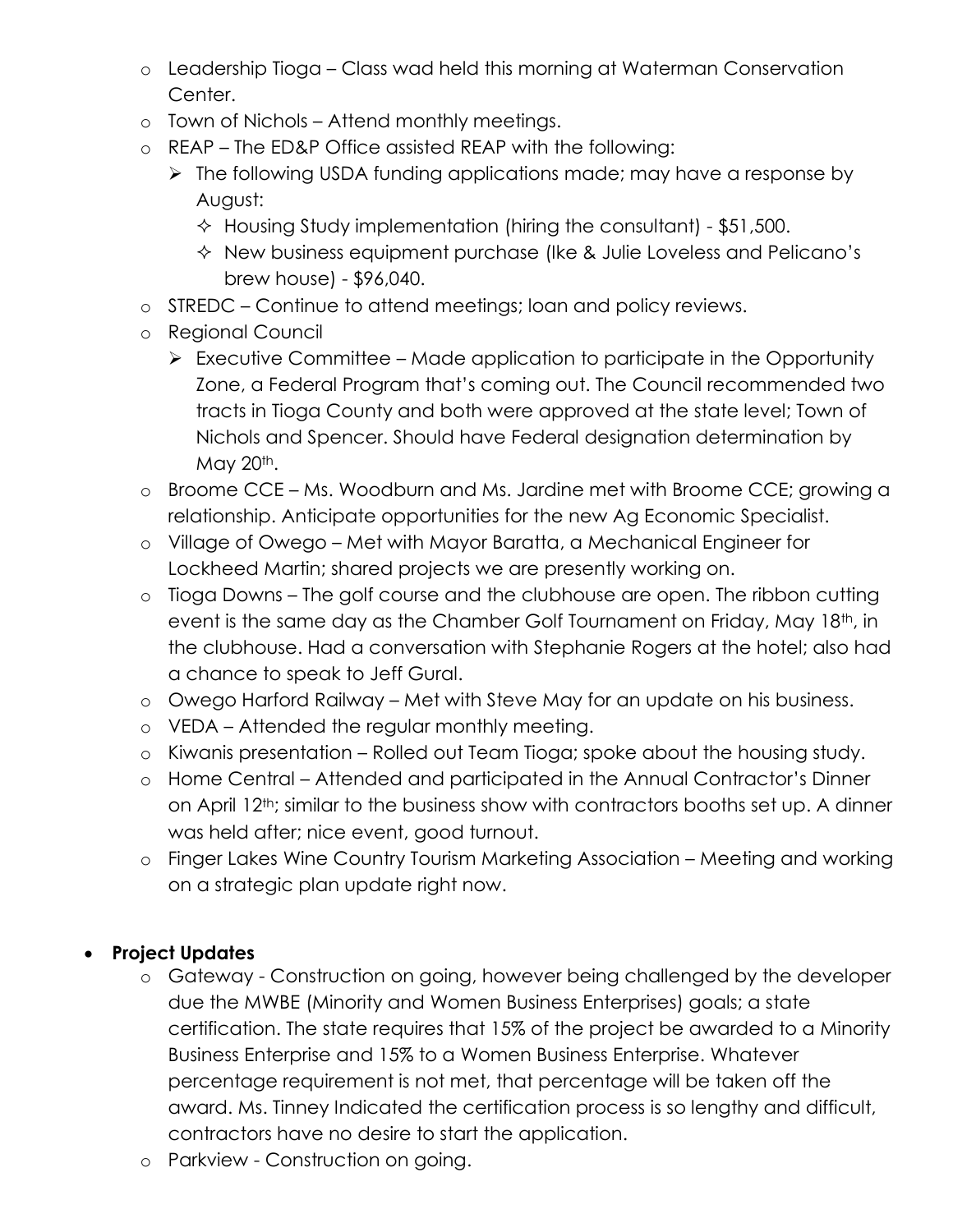- Leadership Tioga – Class wad held this morning at Waterman Conservation Center.
- Town of Nichols – Attend monthly meetings.
- REAP – The ED&P Office assisted REAP with the following:
  - The following USDA funding applications made; may have a response by August:
    - Housing Study implementation (hiring the consultant) - $51,500.
    - New business equipment purchase (Ike & Julie Loveless and Pelicano's brew house) - $96,040.
- STREDC – Continue to attend meetings; loan and policy reviews.
- Regional Council
  - Executive Committee – Made application to participate in the Opportunity Zone, a Federal Program that's coming out. The Council recommended two tracts in Tioga County and both were approved at the state level; Town of Nichols and Spencer. Should have Federal designation determination by May 20th.
- Broome CCE – Ms. Woodburn and Ms. Jardine met with Broome CCE; growing a relationship. Anticipate opportunities for the new Ag Economic Specialist.
- Village of Owego – Met with Mayor Baratta, a Mechanical Engineer for Lockheed Martin; shared projects we are presently working on.
- Tioga Downs – The golf course and the clubhouse are open. The ribbon cutting event is the same day as the Chamber Golf Tournament on Friday, May 18th, in the clubhouse. Had a conversation with Stephanie Rogers at the hotel; also had a chance to speak to Jeff Gural.
- Owego Harford Railway – Met with Steve May for an update on his business.
- VEDA – Attended the regular monthly meeting.
- Kiwanis presentation – Rolled out Team Tioga; spoke about the housing study.
- Home Central – Attended and participated in the Annual Contractor's Dinner on April 12th; similar to the business show with contractors booths set up. A dinner was held after; nice event, good turnout.
- Finger Lakes Wine Country Tourism Marketing Association – Meeting and working on a strategic plan update right now.

- **Project Updates**
  - Gateway - Construction on going, however being challenged by the developer due the MWBE (Minority and Women Business Enterprises) goals; a state certification. The state requires that 15% of the project be awarded to a Minority Business Enterprise and 15% to a Women Business Enterprise. Whatever percentage requirement is not met, that percentage will be taken off the award. Ms. Tinney Indicated the certification process is so lengthy and difficult, contractors have no desire to start the application.
  - Parkview - Construction on going.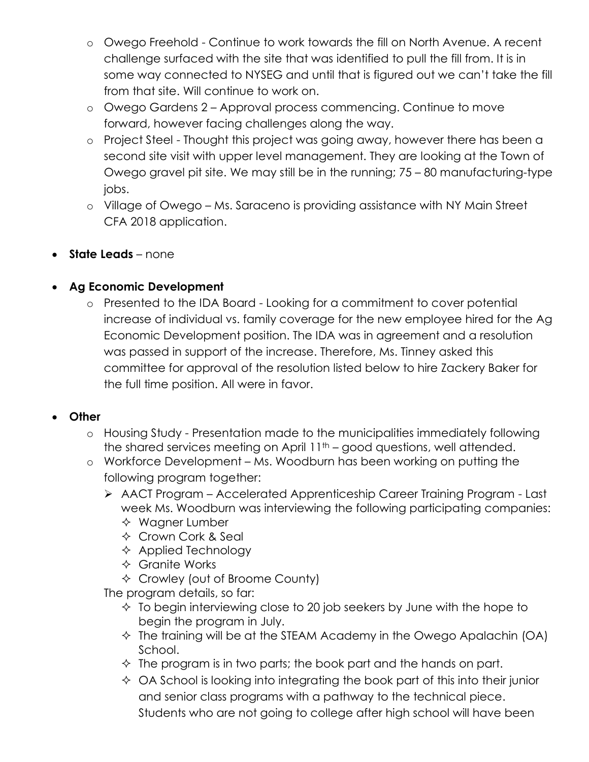- Owego Freehold - Continue to work towards the fill on North Avenue. A recent challenge surfaced with the site that was identified to pull the fill from. It is in some way connected to NYSEG and until that is figured out we can't take the fill from that site. Will continue to work on.
  - Owego Gardens 2 – Approval process commencing. Continue to move forward, however facing challenges along the way.
  - Project Steel - Thought this project was going away, however there has been a second site visit with upper level management. They are looking at the Town of Owego gravel pit site. We may still be in the running; 75 – 80 manufacturing-type jobs.
  - Village of Owego – Ms. Saraceno is providing assistance with NY Main Street CFA 2018 application.

- **State Leads** – none

- **Ag Economic Development**
  - Presented to the IDA Board - Looking for a commitment to cover potential increase of individual vs. family coverage for the new employee hired for the Ag Economic Development position. The IDA was in agreement and a resolution was passed in support of the increase. Therefore, Ms. Tinney asked this committee for approval of the resolution listed below to hire Zackery Baker for the full time position. All were in favor.

- **Other**
  - Housing Study - Presentation made to the municipalities immediately following the shared services meeting on April 11th – good questions, well attended.
  - Workforce Development – Ms. Woodburn has been working on putting the following program together:
    - AACT Program – Accelerated Apprenticeship Career Training Program - Last week Ms. Woodburn was interviewing the following participating companies:
      - Wagner Lumber
      - Crown Cork & Seal
      - Applied Technology
      - Granite Works
      - Crowley (out of Broome County)

    The program details, so far:
      - To begin interviewing close to 20 job seekers by June with the hope to begin the program in July.
      - The training will be at the STEAM Academy in the Owego Apalachin (OA) School.
      - The program is in two parts; the book part and the hands on part.
      - OA School is looking into integrating the book part of this into their junior and senior class programs with a pathway to the technical piece. Students who are not going to college after high school will have been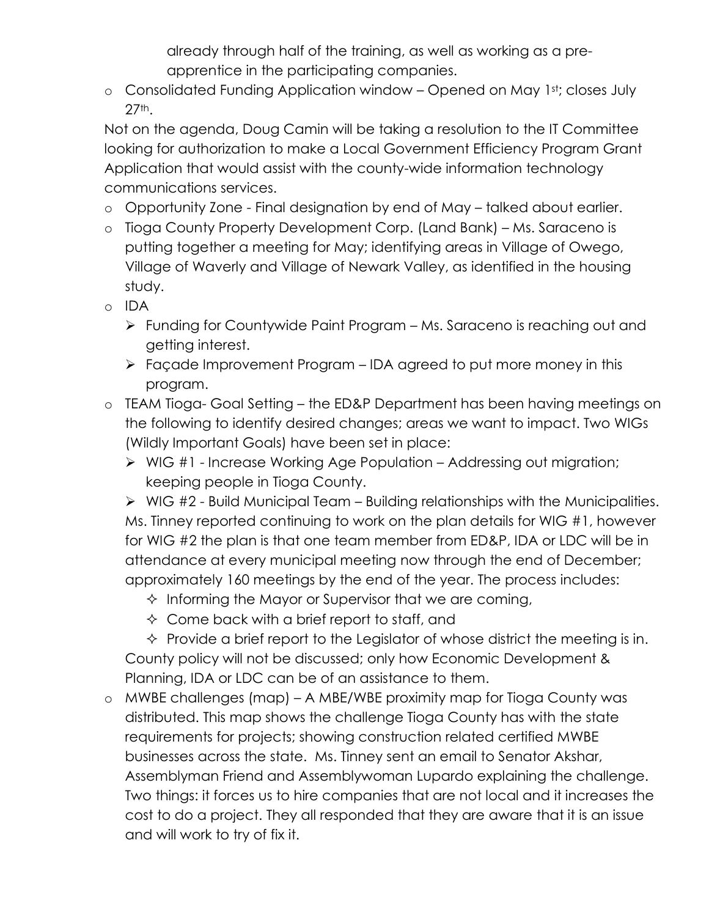already through half of the training, as well as working as a pre-apprentice in the participating companies.

- Consolidated Funding Application window – Opened on May 1st; closes July 27th.

Not on the agenda, Doug Camin will be taking a resolution to the IT Committee looking for authorization to make a Local Government Efficiency Program Grant Application that would assist with the county-wide information technology communications services.

- Opportunity Zone - Final designation by end of May – talked about earlier.
- Tioga County Property Development Corp. (Land Bank) – Ms. Saraceno is putting together a meeting for May; identifying areas in Village of Owego, Village of Waverly and Village of Newark Valley, as identified in the housing study.
- IDA
  - Funding for Countywide Paint Program – Ms. Saraceno is reaching out and getting interest.
  - Façade Improvement Program – IDA agreed to put more money in this program.
- TEAM Tioga- Goal Setting – the ED&P Department has been having meetings on the following to identify desired changes; areas we want to impact. Two WIGs (Wildly Important Goals) have been set in place:
  - WIG #1 - Increase Working Age Population – Addressing out migration; keeping people in Tioga County.
  - WIG #2 - Build Municipal Team – Building relationships with the Municipalities.

  Ms. Tinney reported continuing to work on the plan details for WIG #1, however for WIG #2 the plan is that one team member from ED&P, IDA or LDC will be in attendance at every municipal meeting now through the end of December; approximately 160 meetings by the end of the year. The process includes:
    - Informing the Mayor or Supervisor that we are coming,
    - Come back with a brief report to staff, and
    - Provide a brief report to the Legislator of whose district the meeting is in.

  County policy will not be discussed; only how Economic Development & Planning, IDA or LDC can be of an assistance to them.
- MWBE challenges (map) – A MBE/WBE proximity map for Tioga County was distributed. This map shows the challenge Tioga County has with the state requirements for projects; showing construction related certified MWBE businesses across the state. Ms. Tinney sent an email to Senator Akshar, Assemblyman Friend and Assemblywoman Lupardo explaining the challenge. Two things: it forces us to hire companies that are not local and it increases the cost to do a project. They all responded that they are aware that it is an issue and will work to try of fix it.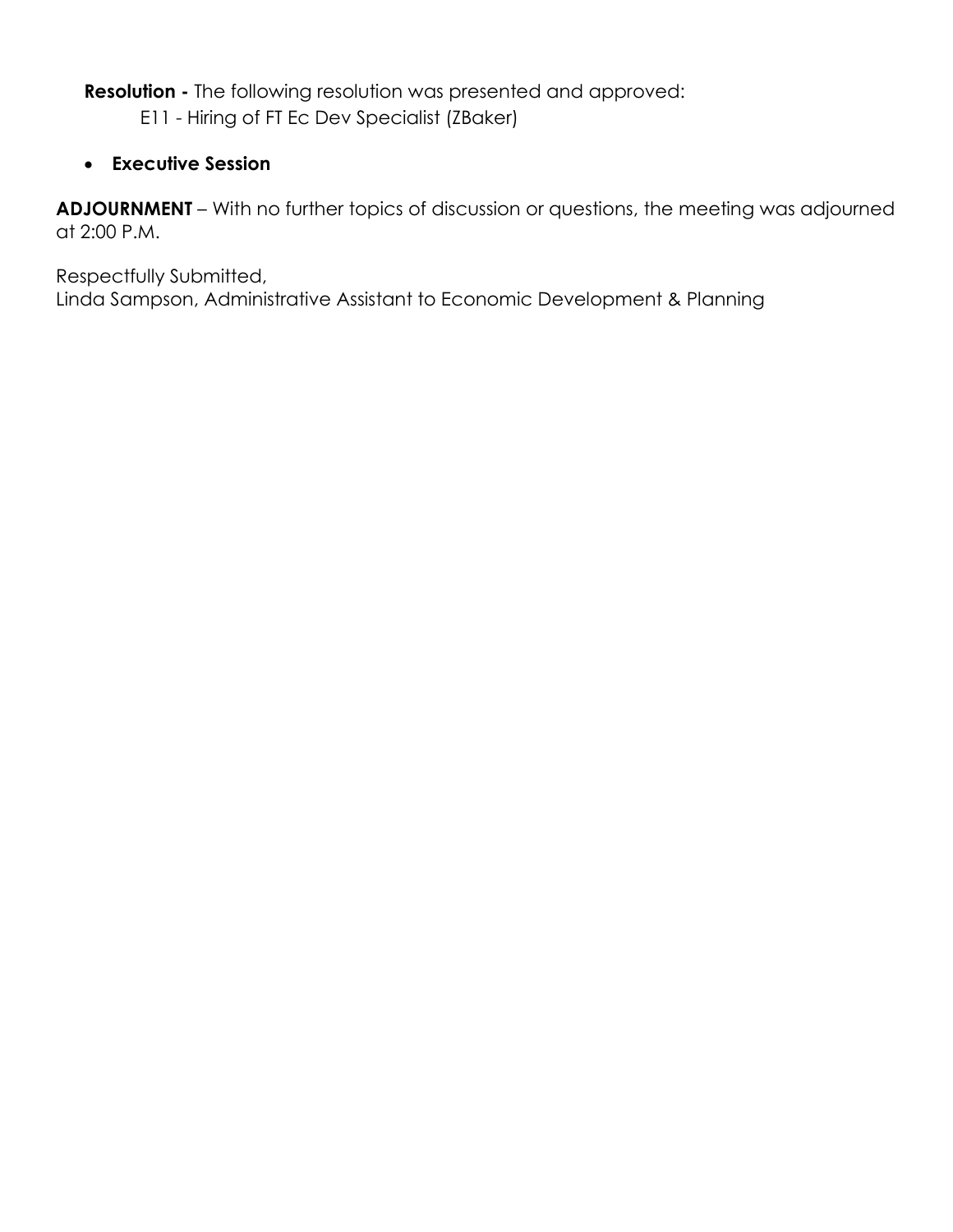**Resolution -** The following resolution was presented and approved:

E11 - Hiring of FT Ec Dev Specialist (ZBaker)

- **Executive Session**

**ADJOURNMENT** – With no further topics of discussion or questions, the meeting was adjourned at 2:00 P.M.

Respectfully Submitted,
Linda Sampson, Administrative Assistant to Economic Development & Planning